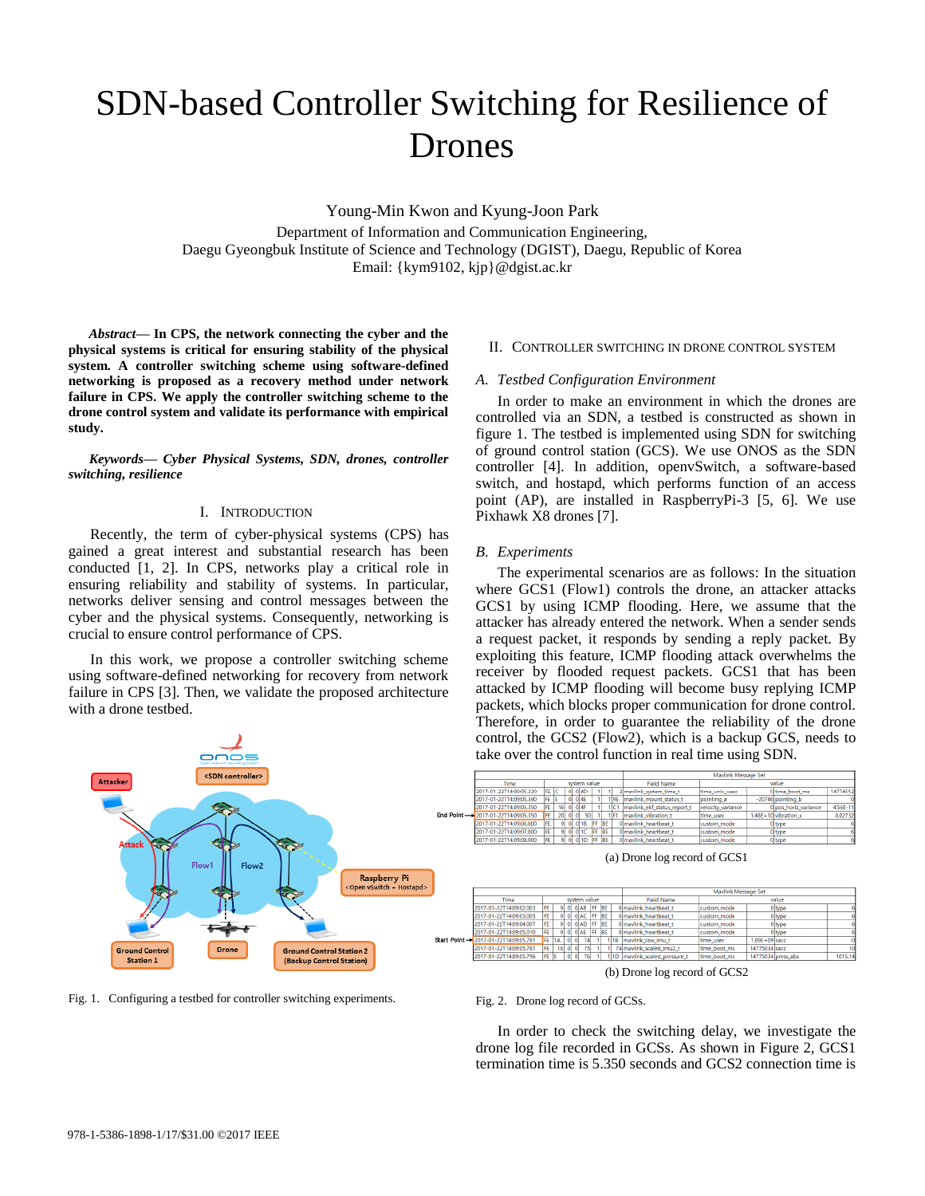# SDN-based Controller Switching for Resilience of Drones

Young-Min Kwon and Kyung-Joon Park

Department of Information and Communication Engineering,
Daegu Gyeongbuk Institute of Science and Technology (DGIST), Daegu, Republic of Korea
Email: {kym9102, kjp}@dgist.ac.kr

***Abstract*— In CPS, the network connecting the cyber and the physical systems is critical for ensuring stability of the physical system. A controller switching scheme using software-defined networking is proposed as a recovery method under network failure in CPS. We apply the controller switching scheme to the drone control system and validate its performance with empirical study.**

***Keywords*— Cyber Physical Systems, SDN, drones, controller switching, resilience**

## I. Introduction

Recently, the term of cyber-physical systems (CPS) has gained a great interest and substantial research has been conducted [1, 2]. In CPS, networks play a critical role in ensuring reliability and stability of systems. In particular, networks deliver sensing and control messages between the cyber and the physical systems. Consequently, networking is crucial to ensure control performance of CPS.

In this work, we propose a controller switching scheme using software-defined networking for recovery from network failure in CPS [3]. Then, we validate the proposed architecture with a drone testbed.

Fig. 1. Configuring a testbed for controller switching experiments.

## II. Controller Switching in Drone Control System

### A. Testbed Configuration Environment

In order to make an environment in which the drones are controlled via an SDN, a testbed is constructed as shown in figure 1. The testbed is implemented using SDN for switching of ground control station (GCS). We use ONOS as the SDN controller [4]. In addition, openvSwitch, a software-based switch, and hostapd, which performs function of an access point (AP), are installed in RaspberryPi-3 [5, 6]. We use Pixhawk X8 drones [7].

### B. Experiments

The experimental scenarios are as follows: In the situation where GCS1 (Flow1) controls the drone, an attacker attacks GCS1 by using ICMP flooding. Here, we assume that the attacker has already entered the network. When a sender sends a request packet, it responds by sending a reply packet. By exploiting this feature, ICMP flooding attack overwhelms the receiver by flooded request packets. GCS1 that has been attacked by ICMP flooding will become busy replying ICMP packets, which blocks proper communication for drone control. Therefore, in order to guarantee the reliability of the drone control, the GCS2 (Flow2), which is a backup GCS, needs to take over the control function in real time using SDN.

(a) Drone log record of GCS1

(b) Drone log record of GCS2

Fig. 2. Drone log record of GCSs.

In order to check the switching delay, we investigate the drone log file recorded in GCSs. As shown in Figure 2, GCS1 termination time is 5.350 seconds and GCS2 connection time is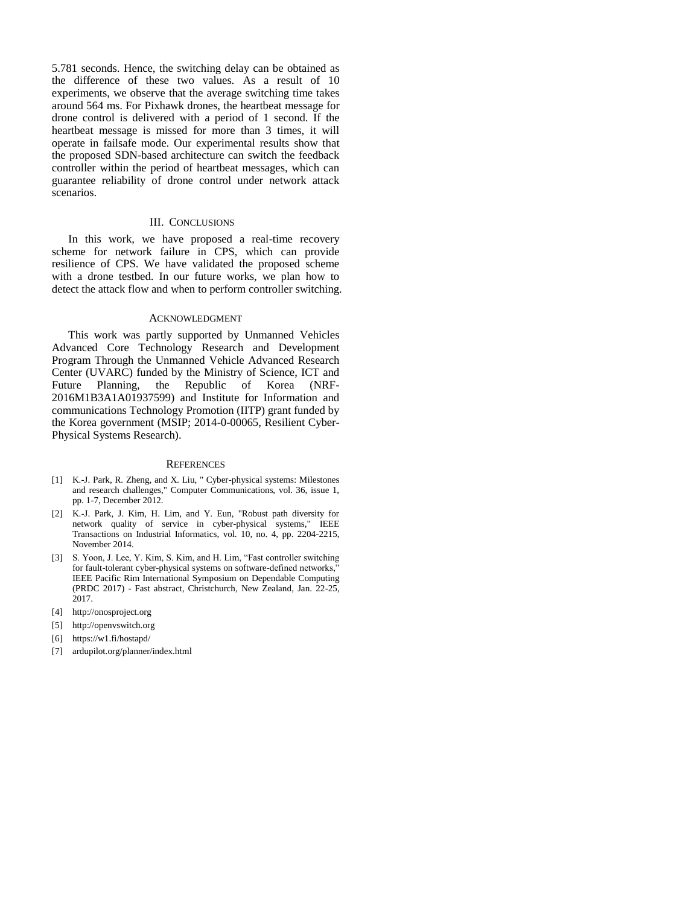5.781 seconds. Hence, the switching delay can be obtained as the difference of these two values. As a result of 10 experiments, we observe that the average switching time takes around 564 ms. For Pixhawk drones, the heartbeat message for drone control is delivered with a period of 1 second. If the heartbeat message is missed for more than 3 times, it will operate in failsafe mode. Our experimental results show that the proposed SDN-based architecture can switch the feedback controller within the period of heartbeat messages, which can guarantee reliability of drone control under network attack scenarios.

## III. Conclusions

In this work, we have proposed a real-time recovery scheme for network failure in CPS, which can provide resilience of CPS. We have validated the proposed scheme with a drone testbed. In our future works, we plan how to detect the attack flow and when to perform controller switching.

## Acknowledgment

This work was partly supported by Unmanned Vehicles Advanced Core Technology Research and Development Program Through the Unmanned Vehicle Advanced Research Center (UVARC) funded by the Ministry of Science, ICT and Future Planning, the Republic of Korea (NRF-2016M1B3A1A01937599) and Institute for Information and communications Technology Promotion (IITP) grant funded by the Korea government (MSIP; 2014-0-00065, Resilient Cyber-Physical Systems Research).

## References

[1] K.-J. Park, R. Zheng, and X. Liu, " Cyber-physical systems: Milestones and research challenges," Computer Communications, vol. 36, issue 1, pp. 1-7, December 2012.

[2] K.-J. Park, J. Kim, H. Lim, and Y. Eun, "Robust path diversity for network quality of service in cyber-physical systems," IEEE Transactions on Industrial Informatics, vol. 10, no. 4, pp. 2204-2215, November 2014.

[3] S. Yoon, J. Lee, Y. Kim, S. Kim, and H. Lim, "Fast controller switching for fault-tolerant cyber-physical systems on software-defined networks," IEEE Pacific Rim International Symposium on Dependable Computing (PRDC 2017) - Fast abstract, Christchurch, New Zealand, Jan. 22-25, 2017.

[4] http://onosproject.org

[5] http://openvswitch.org

[6] https://w1.fi/hostapd/

[7] ardupilot.org/planner/index.html